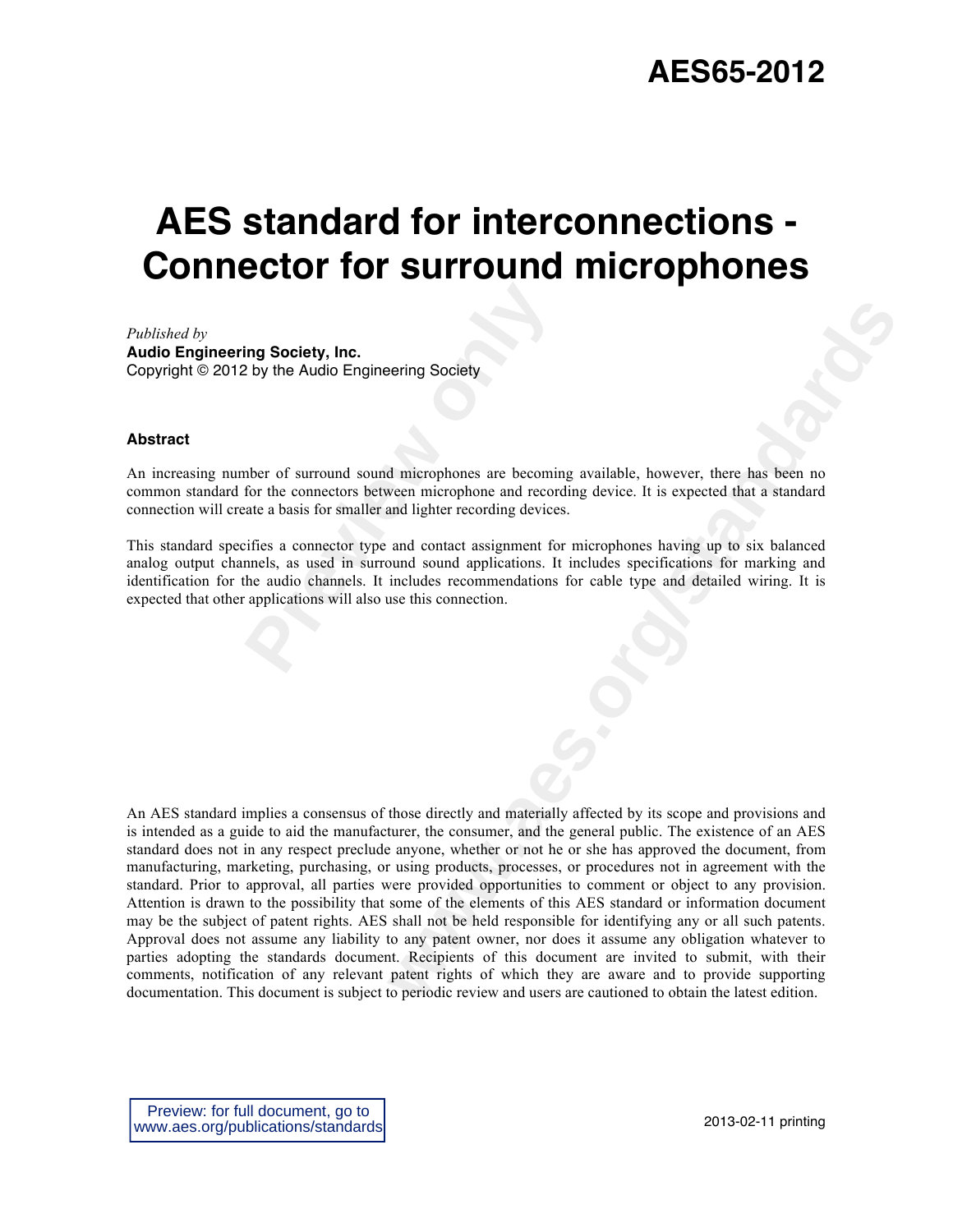# AES65-2012

# AES standard for interconnections - Connector for surround microphones

*Published by*
**Audio Engineering Society, Inc.**
Copyright © 2012 by the Audio Engineering Society

**Abstract**

An increasing number of surround sound microphones are becoming available, however, there has been no common standard for the connectors between microphone and recording device. It is expected that a standard connection will create a basis for smaller and lighter recording devices.

This standard specifies a connector type and contact assignment for microphones having up to six balanced analog output channels, as used in surround sound applications. It includes specifications for marking and identification for the audio channels. It includes recommendations for cable type and detailed wiring. It is expected that other applications will also use this connection.

An AES standard implies a consensus of those directly and materially affected by its scope and provisions and is intended as a guide to aid the manufacturer, the consumer, and the general public. The existence of an AES standard does not in any respect preclude anyone, whether or not he or she has approved the document, from manufacturing, marketing, purchasing, or using products, processes, or procedures not in agreement with the standard. Prior to approval, all parties were provided opportunities to comment or object to any provision. Attention is drawn to the possibility that some of the elements of this AES standard or information document may be the subject of patent rights. AES shall not be held responsible for identifying any or all such patents. Approval does not assume any liability to any patent owner, nor does it assume any obligation whatever to parties adopting the standards document. Recipients of this document are invited to submit, with their comments, notification of any relevant patent rights of which they are aware and to provide supporting documentation. This document is subject to periodic review and users are cautioned to obtain the latest edition.

Preview: for full document, go to www.aes.org/publications/standards

2013-02-11 printing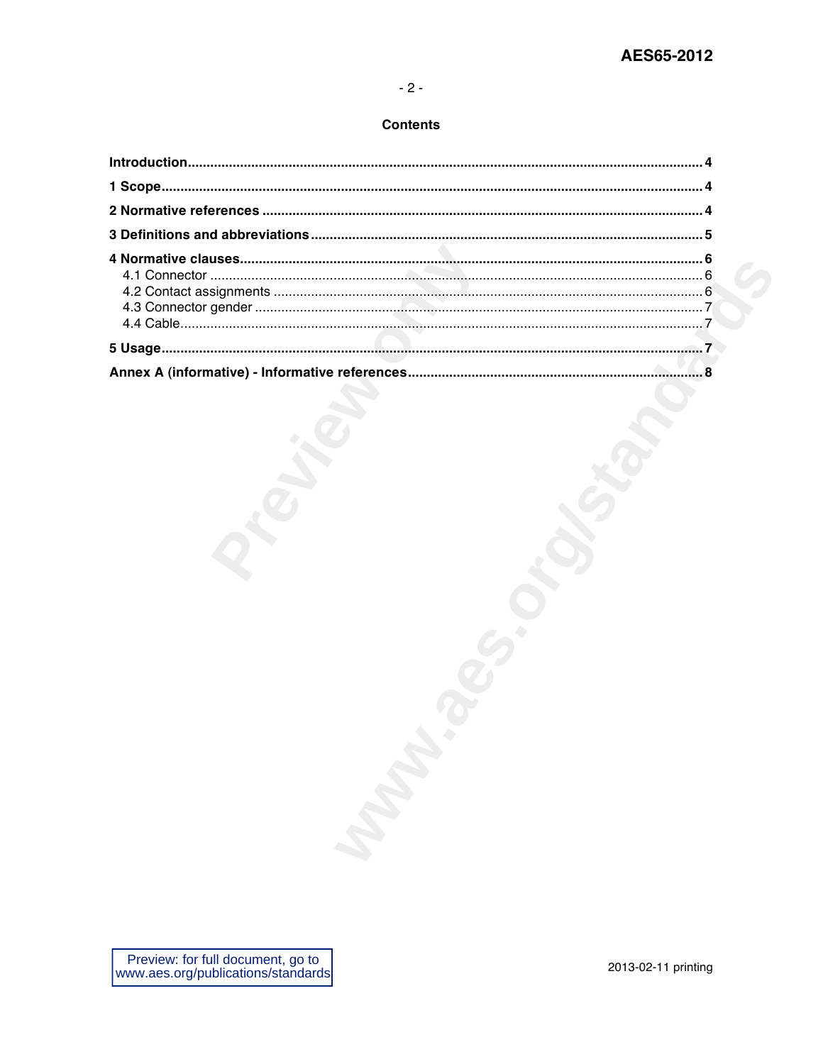# Contents

**Introduction** .......... **4**

**1 Scope** .......... **4**

**2 Normative references** .......... **4**

**3 Definitions and abbreviations** .......... **5**

**4 Normative clauses** .......... **6**

- 4.1 Connector .......... 6
- 4.2 Contact assignments .......... 6
- 4.3 Connector gender .......... 7
- 4.4 Cable .......... 7

**5 Usage** .......... **7**

**Annex A (informative) - Informative references** .......... **8**

Preview: for full document, go to www.aes.org/publications/standards

2013-02-11 printing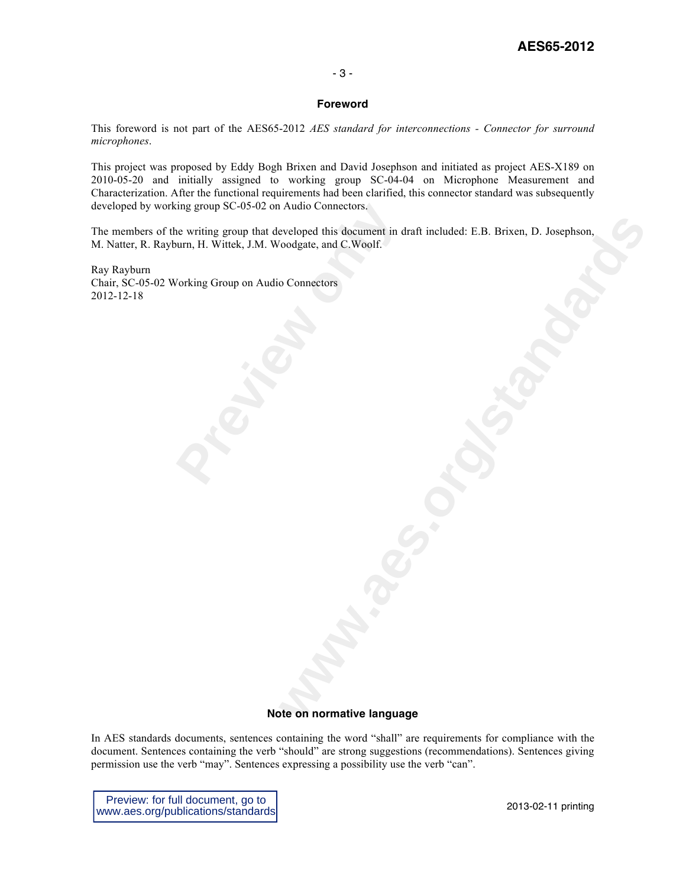## Foreword

This foreword is not part of the AES65-2012 *AES standard for interconnections - Connector for surround microphones*.

This project was proposed by Eddy Bogh Brixen and David Josephson and initiated as project AES-X189 on 2010-05-20 and initially assigned to working group SC-04-04 on Microphone Measurement and Characterization. After the functional requirements had been clarified, this connector standard was subsequently developed by working group SC-05-02 on Audio Connectors.

The members of the writing group that developed this document in draft included: E.B. Brixen, D. Josephson, M. Natter, R. Rayburn, H. Wittek, J.M. Woodgate, and C.Woolf.

Ray Rayburn
Chair, SC-05-02 Working Group on Audio Connectors
2012-12-18

## Note on normative language

In AES standards documents, sentences containing the word "shall" are requirements for compliance with the document. Sentences containing the verb "should" are strong suggestions (recommendations). Sentences giving permission use the verb "may". Sentences expressing a possibility use the verb "can".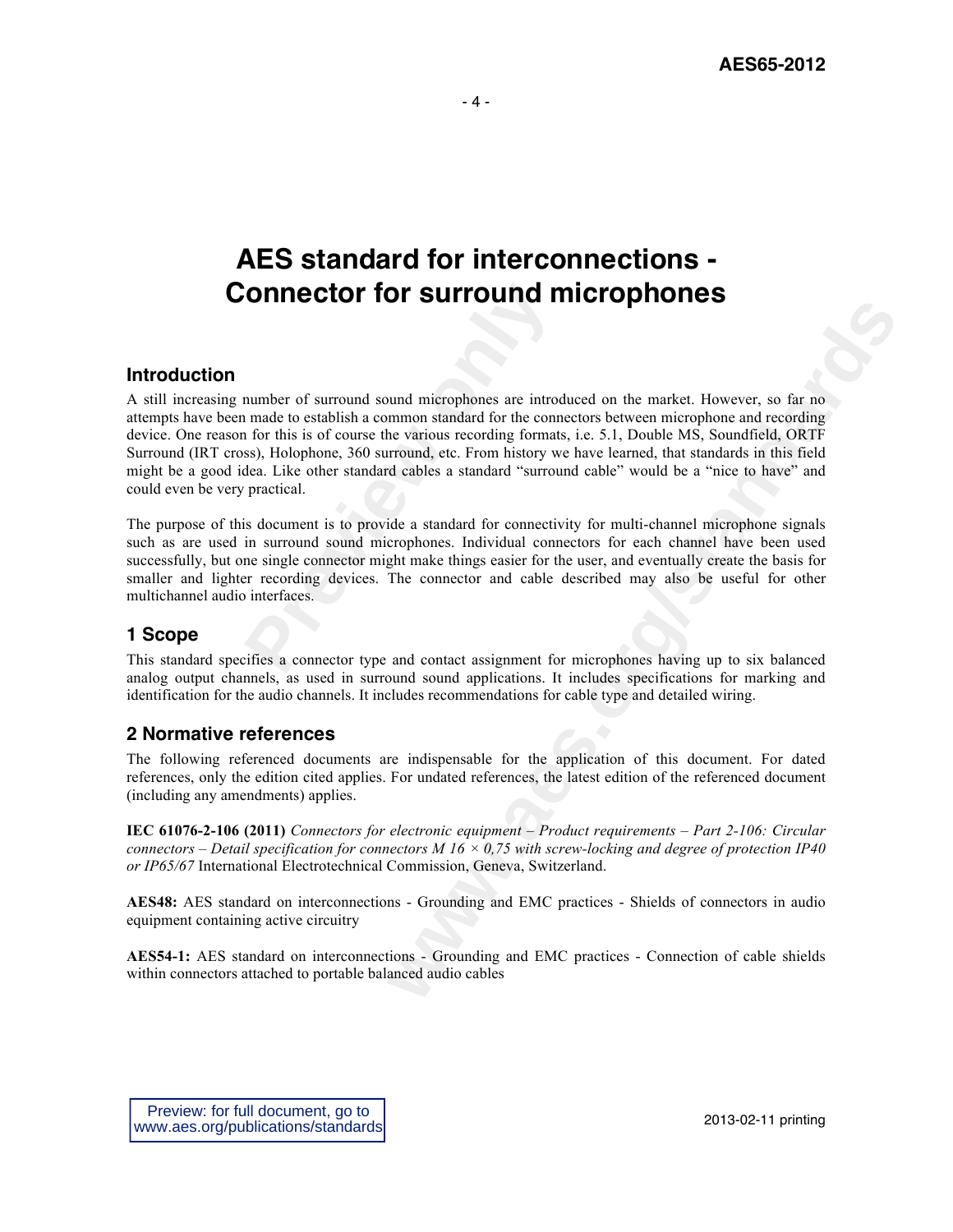# AES standard for interconnections - Connector for surround microphones

## Introduction

A still increasing number of surround sound microphones are introduced on the market. However, so far no attempts have been made to establish a common standard for the connectors between microphone and recording device. One reason for this is of course the various recording formats, i.e. 5.1, Double MS, Soundfield, ORTF Surround (IRT cross), Holophone, 360 surround, etc. From history we have learned, that standards in this field might be a good idea. Like other standard cables a standard "surround cable" would be a "nice to have" and could even be very practical.

The purpose of this document is to provide a standard for connectivity for multi-channel microphone signals such as are used in surround sound microphones. Individual connectors for each channel have been used successfully, but one single connector might make things easier for the user, and eventually create the basis for smaller and lighter recording devices. The connector and cable described may also be useful for other multichannel audio interfaces.

## 1 Scope

This standard specifies a connector type and contact assignment for microphones having up to six balanced analog output channels, as used in surround sound applications. It includes specifications for marking and identification for the audio channels. It includes recommendations for cable type and detailed wiring.

## 2 Normative references

The following referenced documents are indispensable for the application of this document. For dated references, only the edition cited applies. For undated references, the latest edition of the referenced document (including any amendments) applies.

**IEC 61076-2-106 (2011)** *Connectors for electronic equipment – Product requirements – Part 2-106: Circular connectors – Detail specification for connectors M 16 × 0,75 with screw-locking and degree of protection IP40 or IP65/67* International Electrotechnical Commission, Geneva, Switzerland.

**AES48:** AES standard on interconnections - Grounding and EMC practices - Shields of connectors in audio equipment containing active circuitry

**AES54-1:** AES standard on interconnections - Grounding and EMC practices - Connection of cable shields within connectors attached to portable balanced audio cables

Preview: for full document, go to www.aes.org/publications/standards